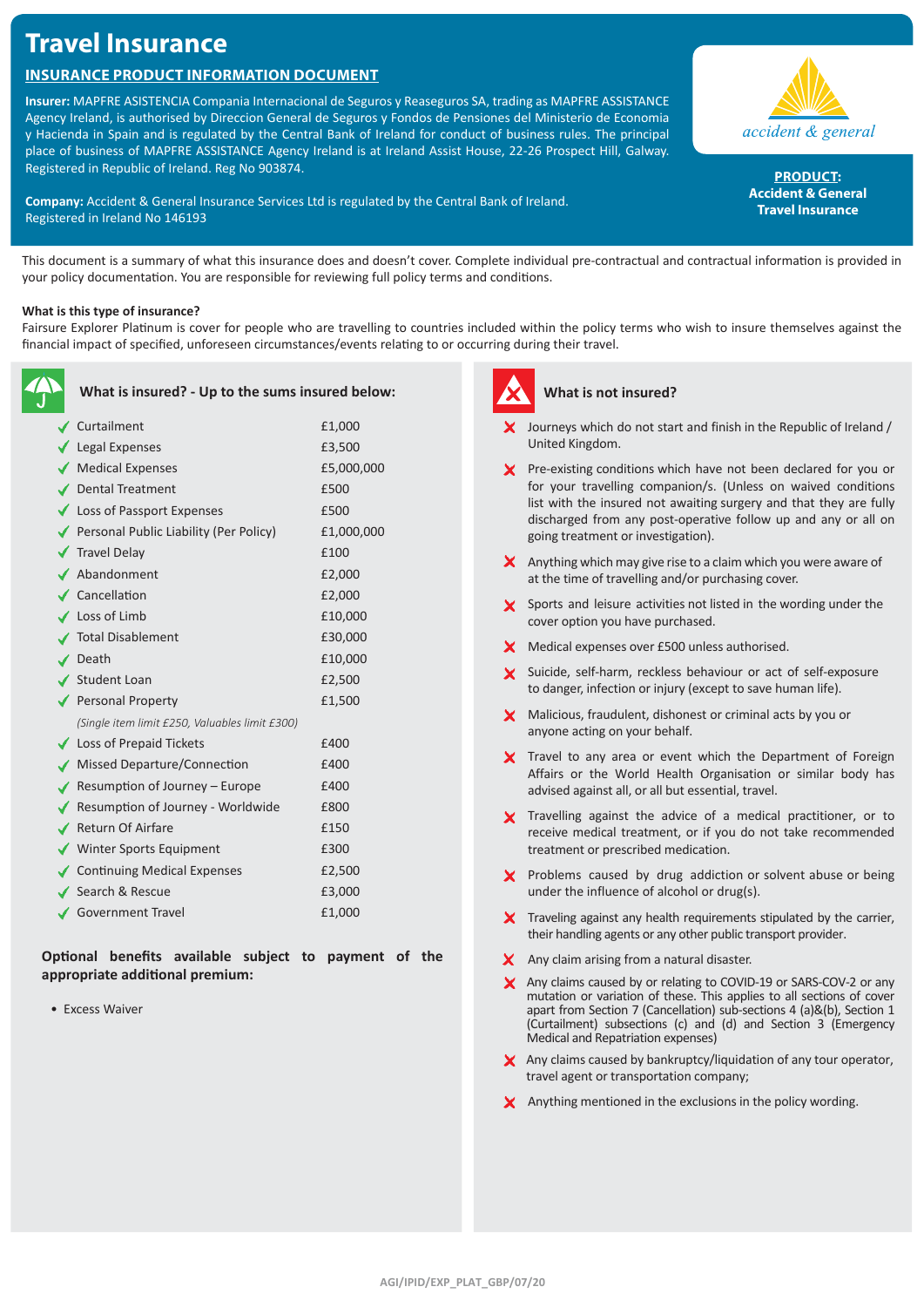# Travel Insurance

## INSURANCE PRODUCT INFORMATION DOCUMENT

**Insurer:** MAPFRE ASISTENCIA Compania Internacional de Seguros y Reaseguros SA, trading as MAPFRE ASSISTANCE Agency Ireland, is authorised by Direccion General de Seguros y Fondos de Pensiones del Ministerio de Economia y Hacienda in Spain and is regulated by the Central Bank of Ireland for conduct of business rules. The principal place of business of MAPFRE ASSISTANCE Agency Ireland is at Ireland Assist House, 22-26 Prospect Hill, Galway. Registered in Republic of Ireland. Reg No 903874.

**Company:** Accident & General Insurance Services Ltd is regulated by the Central Bank of Ireland. Registered in Ireland No 146193

accident & general

**PRODUCT:**
**Accident & General Travel Insurance**

This document is a summary of what this insurance does and doesn't cover. Complete individual pre-contractual and contractual information is provided in your policy documentation. You are responsible for reviewing full policy terms and conditions.

**What is this type of insurance?**
Fairsure Explorer Platinum is cover for people who are travelling to countries included within the policy terms who wish to insure themselves against the financial impact of specified, unforeseen circumstances/events relating to or occurring during their travel.

### What is insured? - Up to the sums insured below:

| Cover | Sum insured |
|---|---|
| Curtailment | £1,000 |
| Legal Expenses | £3,500 |
| Medical Expenses | £5,000,000 |
| Dental Treatment | £500 |
| Loss of Passport Expenses | £500 |
| Personal Public Liability (Per Policy) | £1,000,000 |
| Travel Delay | £100 |
| Abandonment | £2,000 |
| Cancellation | £2,000 |
| Loss of Limb | £10,000 |
| Total Disablement | £30,000 |
| Death | £10,000 |
| Student Loan | £2,500 |
| Personal Property *(Single item limit £250, Valuables limit £300)* | £1,500 |
| Loss of Prepaid Tickets | £400 |
| Missed Departure/Connection | £400 |
| Resumption of Journey – Europe | £400 |
| Resumption of Journey - Worldwide | £800 |
| Return Of Airfare | £150 |
| Winter Sports Equipment | £300 |
| Continuing Medical Expenses | £2,500 |
| Search & Rescue | £3,000 |
| Government Travel | £1,000 |

**Optional benefits available subject to payment of the appropriate additional premium:**

- Excess Waiver

### What is not insured?

- Journeys which do not start and finish in the Republic of Ireland / United Kingdom.
- Pre-existing conditions which have not been declared for you or for your travelling companion/s. (Unless on waived conditions list with the insured not awaiting surgery and that they are fully discharged from any post-operative follow up and any or all on going treatment or investigation).
- Anything which may give rise to a claim which you were aware of at the time of travelling and/or purchasing cover.
- Sports and leisure activities not listed in the wording under the cover option you have purchased.
- Medical expenses over £500 unless authorised.
- Suicide, self-harm, reckless behaviour or act of self-exposure to danger, infection or injury (except to save human life).
- Malicious, fraudulent, dishonest or criminal acts by you or anyone acting on your behalf.
- Travel to any area or event which the Department of Foreign Affairs or the World Health Organisation or similar body has advised against all, or all but essential, travel.
- Travelling against the advice of a medical practitioner, or to receive medical treatment, or if you do not take recommended treatment or prescribed medication.
- Problems caused by drug addiction or solvent abuse or being under the influence of alcohol or drug(s).
- Traveling against any health requirements stipulated by the carrier, their handling agents or any other public transport provider.
- Any claim arising from a natural disaster.
- Any claims caused by or relating to COVID-19 or SARS-COV-2 or any mutation or variation of these. This applies to all sections of cover apart from Section 7 (Cancellation) sub-sections 4 (a)&(b), Section 1 (Curtailment) subsections (c) and (d) and Section 3 (Emergency Medical and Repatriation expenses)
- Any claims caused by bankruptcy/liquidation of any tour operator, travel agent or transportation company;
- Anything mentioned in the exclusions in the policy wording.

AGI/IPID/EXP_PLAT_GBP/07/20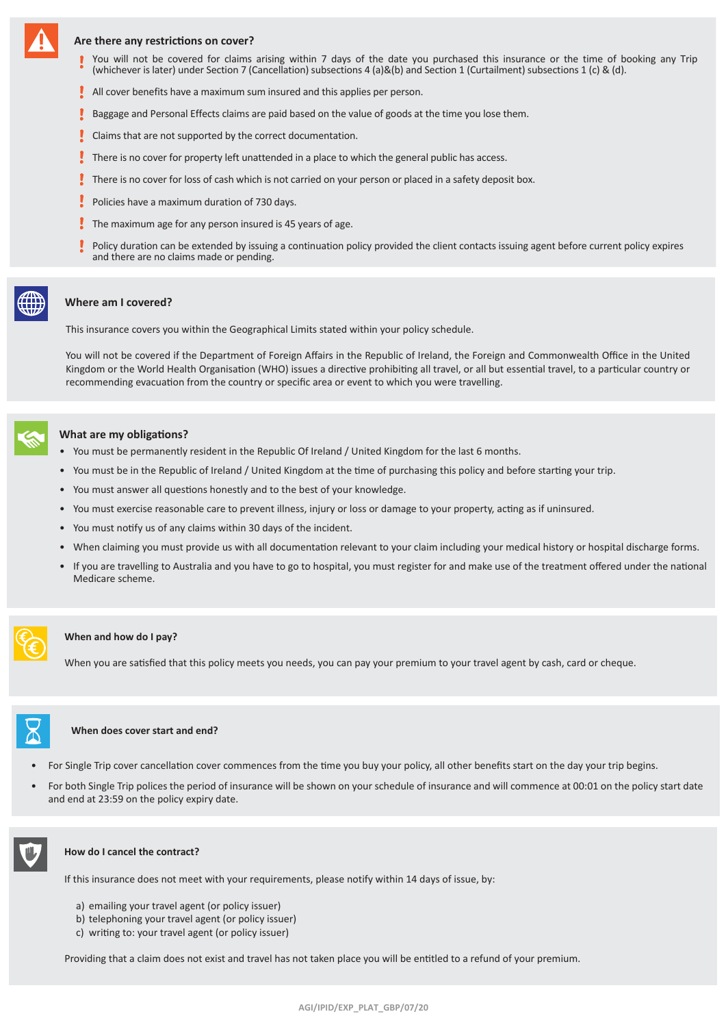## Are there any restrictions on cover?

- You will not be covered for claims arising within 7 days of the date you purchased this insurance or the time of booking any Trip (whichever is later) under Section 7 (Cancellation) subsections 4 (a)&(b) and Section 1 (Curtailment) subsections 1 (c) & (d).
- All cover benefits have a maximum sum insured and this applies per person.
- Baggage and Personal Effects claims are paid based on the value of goods at the time you lose them.
- Claims that are not supported by the correct documentation.
- There is no cover for property left unattended in a place to which the general public has access.
- There is no cover for loss of cash which is not carried on your person or placed in a safety deposit box.
- Policies have a maximum duration of 730 days.
- The maximum age for any person insured is 45 years of age.
- Policy duration can be extended by issuing a continuation policy provided the client contacts issuing agent before current policy expires and there are no claims made or pending.

## Where am I covered?

This insurance covers you within the Geographical Limits stated within your policy schedule.

You will not be covered if the Department of Foreign Affairs in the Republic of Ireland, the Foreign and Commonwealth Office in the United Kingdom or the World Health Organisation (WHO) issues a directive prohibiting all travel, or all but essential travel, to a particular country or recommending evacuation from the country or specific area or event to which you were travelling.

## What are my obligations?

- You must be permanently resident in the Republic Of Ireland / United Kingdom for the last 6 months.
- You must be in the Republic of Ireland / United Kingdom at the time of purchasing this policy and before starting your trip.
- You must answer all questions honestly and to the best of your knowledge.
- You must exercise reasonable care to prevent illness, injury or loss or damage to your property, acting as if uninsured.
- You must notify us of any claims within 30 days of the incident.
- When claiming you must provide us with all documentation relevant to your claim including your medical history or hospital discharge forms.
- If you are travelling to Australia and you have to go to hospital, you must register for and make use of the treatment offered under the national Medicare scheme.

## When and how do I pay?

When you are satisfied that this policy meets you needs, you can pay your premium to your travel agent by cash, card or cheque.

## When does cover start and end?

- For Single Trip cover cancellation cover commences from the time you buy your policy, all other benefits start on the day your trip begins.
- For both Single Trip polices the period of insurance will be shown on your schedule of insurance and will commence at 00:01 on the policy start date and end at 23:59 on the policy expiry date.

## How do I cancel the contract?

If this insurance does not meet with your requirements, please notify within 14 days of issue, by:

a) emailing your travel agent (or policy issuer)
b) telephoning your travel agent (or policy issuer)
c) writing to: your travel agent (or policy issuer)

Providing that a claim does not exist and travel has not taken place you will be entitled to a refund of your premium.

AGI/IPID/EXP_PLAT_GBP/07/20